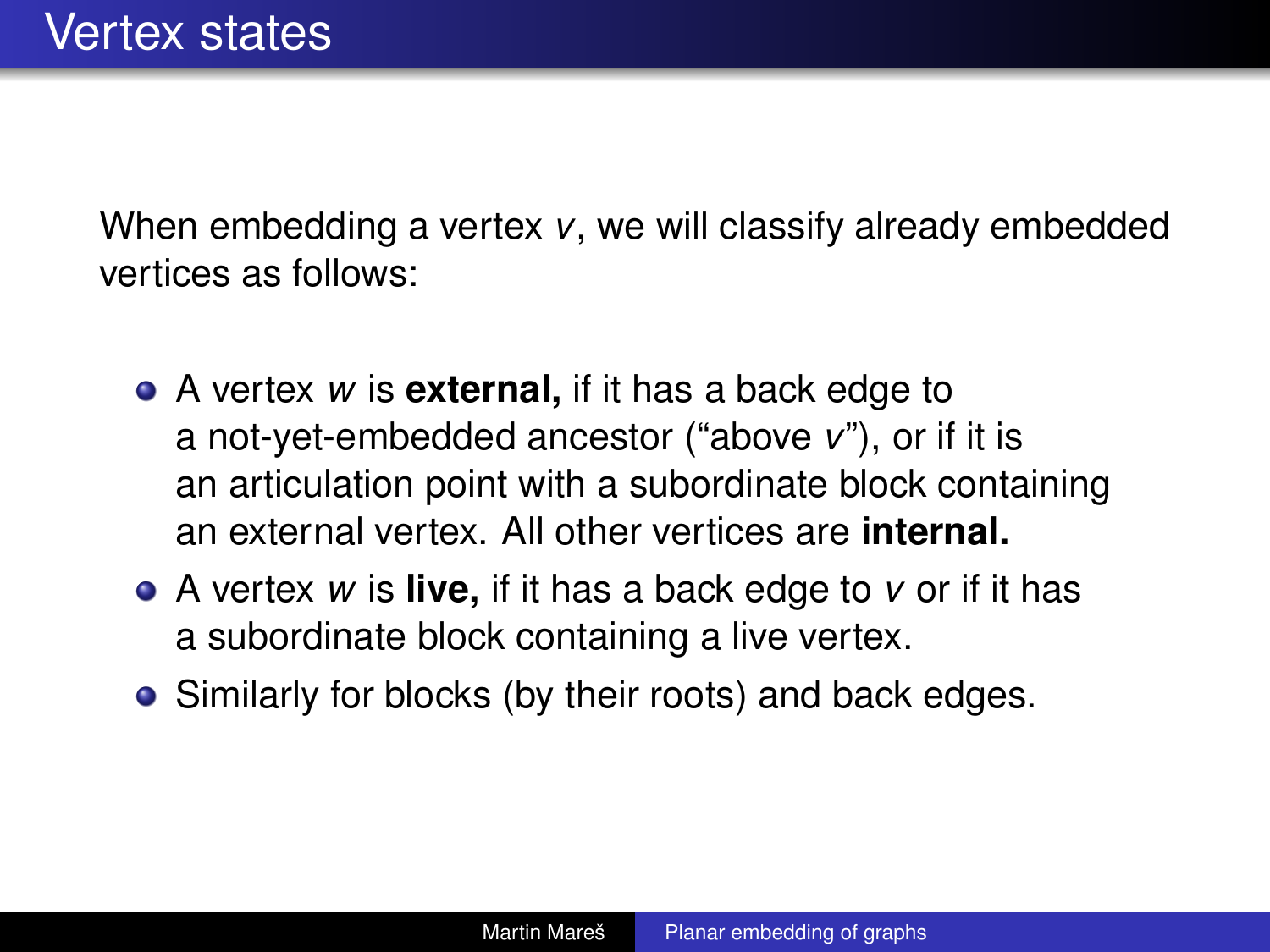# Vertex states

When embedding a vertex $v$, we will classify already embedded vertices as follows:

- A vertex $w$ is **external,** if it has a back edge to a not-yet-embedded ancestor ("above $v$"), or if it is an articulation point with a subordinate block containing an external vertex. All other vertices are **internal.**
- A vertex $w$ is **live,** if it has a back edge to $v$ or if it has a subordinate block containing a live vertex.
- Similarly for blocks (by their roots) and back edges.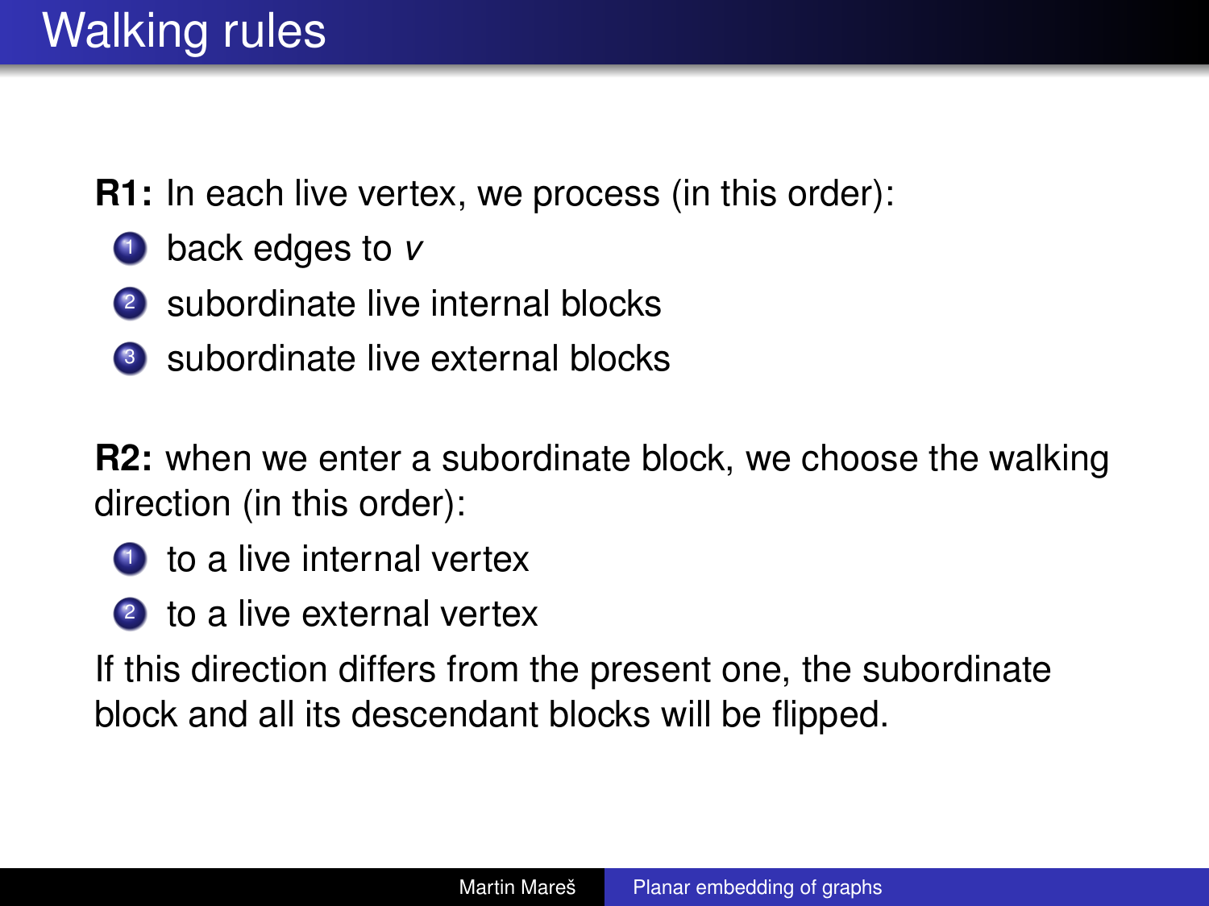# Walking rules

**R1:** In each live vertex, we process (in this order):

1. back edges to $v$
2. subordinate live internal blocks
3. subordinate live external blocks

**R2:** when we enter a subordinate block, we choose the walking direction (in this order):

1. to a live internal vertex
2. to a live external vertex

If this direction differs from the present one, the subordinate block and all its descendant blocks will be flipped.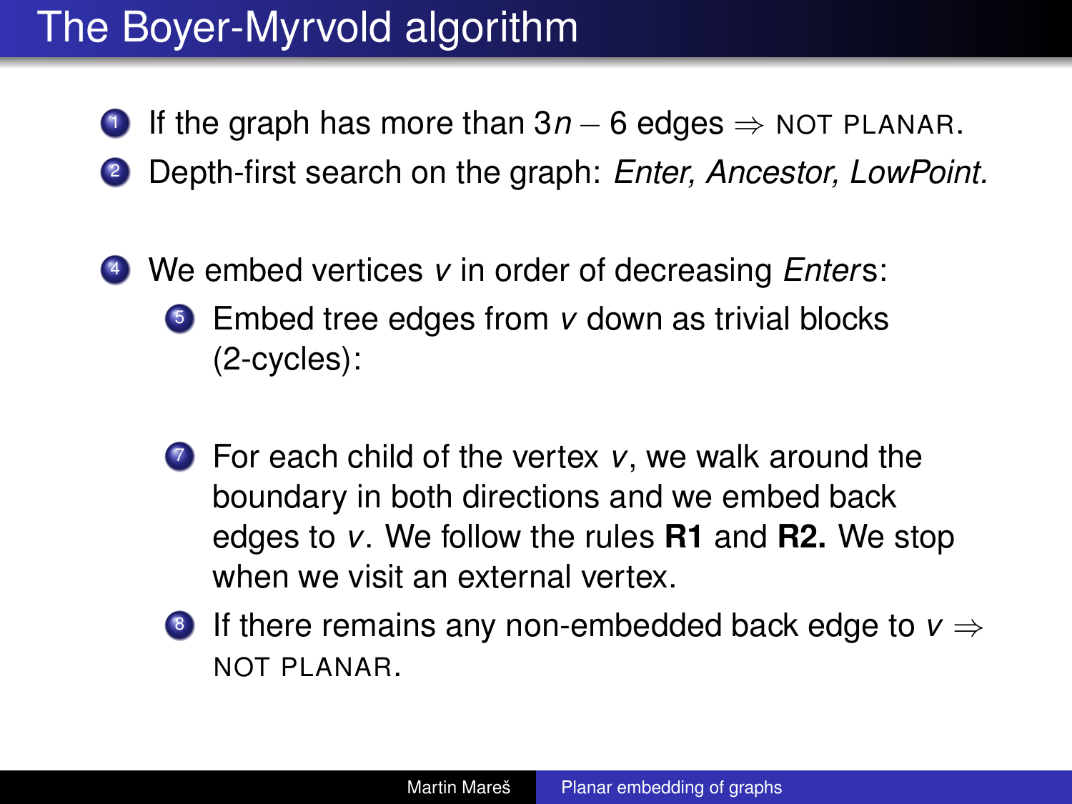# The Boyer-Myrvold algorithm

1. If the graph has more than $3n - 6$ edges $\Rightarrow$ NOT PLANAR.
2. Depth-first search on the graph: *Enter, Ancestor, LowPoint.*
4. We embed vertices $v$ in order of decreasing *Enter*s:
   5. Embed tree edges from $v$ down as trivial blocks (2-cycles):
   7. For each child of the vertex $v$, we walk around the boundary in both directions and we embed back edges to $v$. We follow the rules **R1** and **R2.** We stop when we visit an external vertex.
   8. If there remains any non-embedded back edge to $v \Rightarrow$ NOT PLANAR.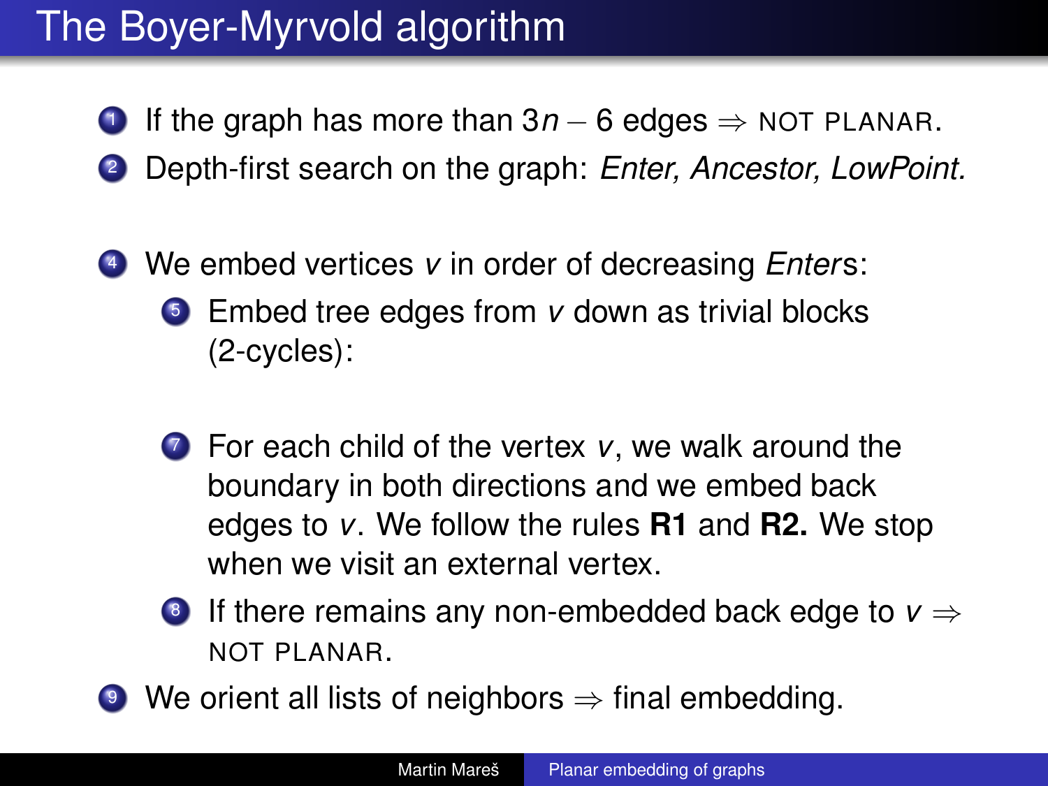# The Boyer-Myrvold algorithm

1. If the graph has more than $3n - 6$ edges $\Rightarrow$ NOT PLANAR.
2. Depth-first search on the graph: *Enter, Ancestor, LowPoint.*

4. We embed vertices $v$ in order of decreasing *Enter*s:
   5. Embed tree edges from $v$ down as trivial blocks (2-cycles):

   7. For each child of the vertex $v$, we walk around the boundary in both directions and we embed back edges to $v$. We follow the rules **R1** and **R2.** We stop when we visit an external vertex.
   8. If there remains any non-embedded back edge to $v \Rightarrow$ NOT PLANAR.
9. We orient all lists of neighbors $\Rightarrow$ final embedding.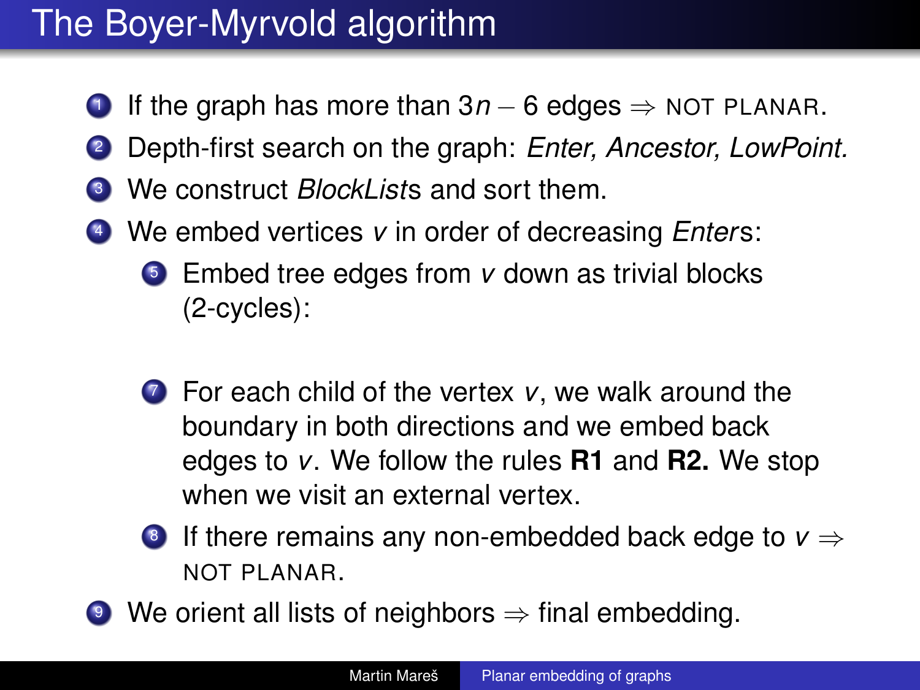# The Boyer-Myrvold algorithm

1. If the graph has more than $3n - 6$ edges $\Rightarrow$ NOT PLANAR.
2. Depth-first search on the graph: *Enter, Ancestor, LowPoint.*
3. We construct *BlockLists* and sort them.
4. We embed vertices $v$ in order of decreasing *Enters*:
   5. Embed tree edges from $v$ down as trivial blocks (2-cycles):

   7. For each child of the vertex $v$, we walk around the boundary in both directions and we embed back edges to $v$. We follow the rules **R1** and **R2.** We stop when we visit an external vertex.
   8. If there remains any non-embedded back edge to $v$ $\Rightarrow$ NOT PLANAR.
9. We orient all lists of neighbors $\Rightarrow$ final embedding.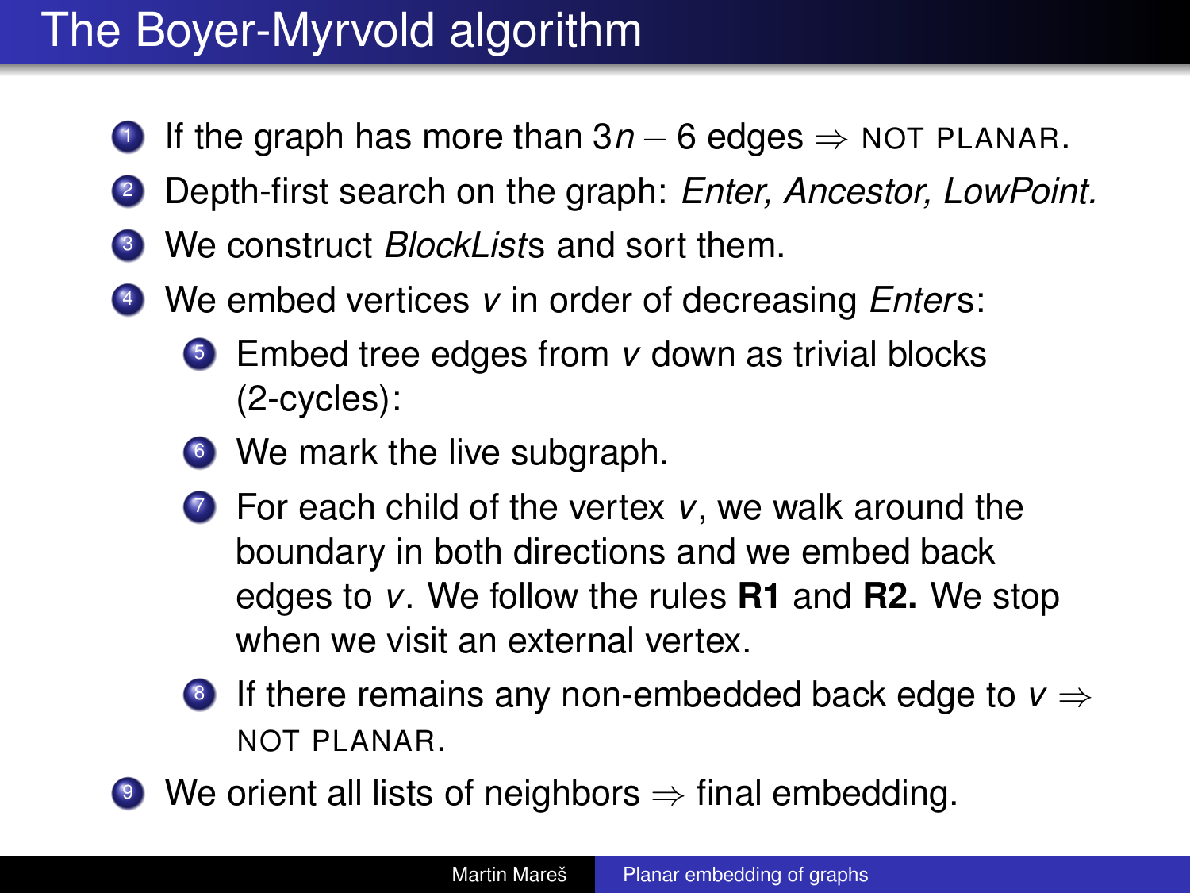# The Boyer-Myrvold algorithm

1. If the graph has more than $3n - 6$ edges $\Rightarrow$ NOT PLANAR.
2. Depth-first search on the graph: *Enter, Ancestor, LowPoint.*
3. We construct *BlockList*s and sort them.
4. We embed vertices $v$ in order of decreasing *Enter*s:
   5. Embed tree edges from $v$ down as trivial blocks (2-cycles):
   6. We mark the live subgraph.
   7. For each child of the vertex $v$, we walk around the boundary in both directions and we embed back edges to $v$. We follow the rules **R1** and **R2.** We stop when we visit an external vertex.
   8. If there remains any non-embedded back edge to $v$ $\Rightarrow$ NOT PLANAR.
9. We orient all lists of neighbors $\Rightarrow$ final embedding.